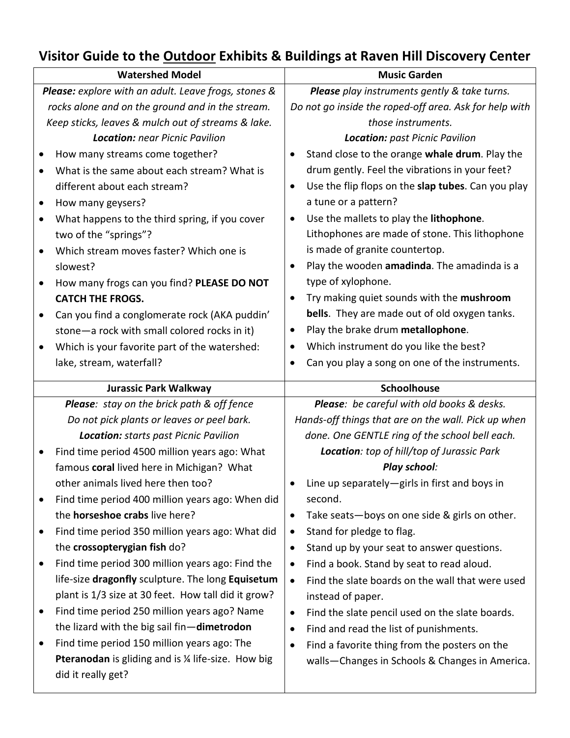# Visitor Guide to the <u>Outdoor</u> Exhibits & Buildings at Raven Hill Discovery Center

## Watershed Model

***Please:*** *explore with an adult. Leave frogs, stones & rocks alone and on the ground and in the stream. Keep sticks, leaves & mulch out of streams & lake.*
***Location:*** *near Picnic Pavilion*

- How many streams come together?
- What is the same about each stream? What is different about each stream?
- How many geysers?
- What happens to the third spring, if you cover two of the "springs"?
- Which stream moves faster? Which one is slowest?
- How many frogs can you find? **PLEASE DO NOT CATCH THE FROGS.**
- Can you find a conglomerate rock (AKA puddin' stone—a rock with small colored rocks in it)
- Which is your favorite part of the watershed: lake, stream, waterfall?

## Music Garden

***Please*** *play instruments gently & take turns. Do not go inside the roped-off area. Ask for help with those instruments.*
***Location:*** *past Picnic Pavilion*

- Stand close to the orange **whale drum**. Play the drum gently. Feel the vibrations in your feet?
- Use the flip flops on the **slap tubes**. Can you play a tune or a pattern?
- Use the mallets to play the **lithophone**. Lithophones are made of stone. This lithophone is made of granite countertop.
- Play the wooden **amadinda**. The amadinda is a type of xylophone.
- Try making quiet sounds with the **mushroom bells**. They are made out of old oxygen tanks.
- Play the brake drum **metallophone**.
- Which instrument do you like the best?
- Can you play a song on one of the instruments.

## Jurassic Park Walkway

***Please***: *stay on the brick path & off fence*
*Do not pick plants or leaves or peel bark.*
***Location:*** *starts past Picnic Pavilion*

- Find time period 4500 million years ago: What famous **coral** lived here in Michigan? What other animals lived here then too?
- Find time period 400 million years ago: When did the **horseshoe crabs** live here?
- Find time period 350 million years ago: What did the **crossopterygian fish** do?
- Find time period 300 million years ago: Find the life-size **dragonfly** sculpture. The long **Equisetum** plant is 1/3 size at 30 feet. How tall did it grow?
- Find time period 250 million years ago? Name the lizard with the big sail fin—**dimetrodon**
- Find time period 150 million years ago: The **Pteranodan** is gliding and is ¼ life-size. How big did it really get?

## Schoolhouse

***Please***: *be careful with old books & desks. Hands-off things that are on the wall. Pick up when done. One GENTLE ring of the school bell each.*
***Location***: *top of hill/top of Jurassic Park*
***Play school:***

- Line up separately—girls in first and boys in second.
- Take seats—boys on one side & girls on other.
- Stand for pledge to flag.
- Stand up by your seat to answer questions.
- Find a book. Stand by seat to read aloud.
- Find the slate boards on the wall that were used instead of paper.
- Find the slate pencil used on the slate boards.
- Find and read the list of punishments.
- Find a favorite thing from the posters on the walls—Changes in Schools & Changes in America.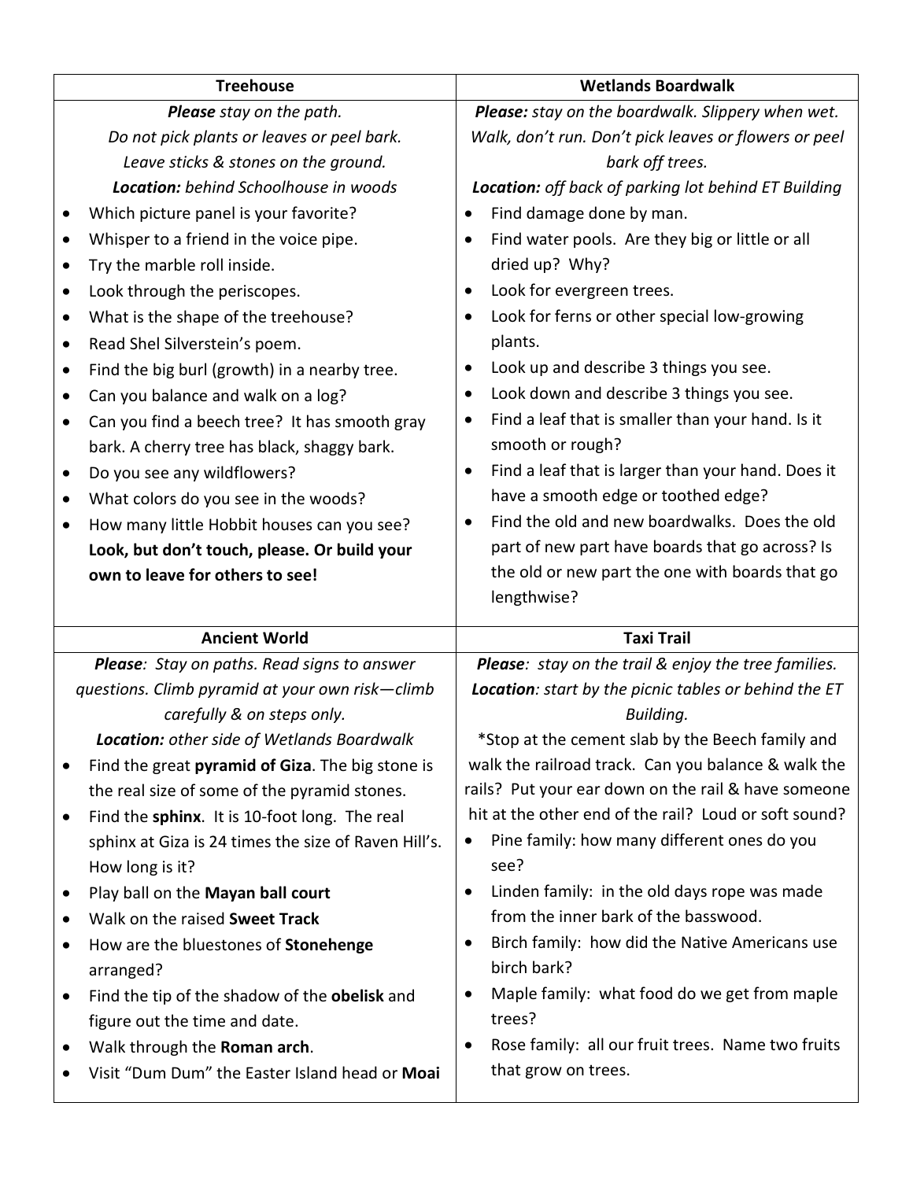## Treehouse

***Please*** *stay on the path.*
*Do not pick plants or leaves or peel bark.*
*Leave sticks & stones on the ground.*
***Location:*** *behind Schoolhouse in woods*

- Which picture panel is your favorite?
- Whisper to a friend in the voice pipe.
- Try the marble roll inside.
- Look through the periscopes.
- What is the shape of the treehouse?
- Read Shel Silverstein's poem.
- Find the big burl (growth) in a nearby tree.
- Can you balance and walk on a log?
- Can you find a beech tree? It has smooth gray bark. A cherry tree has black, shaggy bark.
- Do you see any wildflowers?
- What colors do you see in the woods?
- How many little Hobbit houses can you see? **Look, but don't touch, please. Or build your own to leave for others to see!**

## Wetlands Boardwalk

***Please:*** *stay on the boardwalk. Slippery when wet. Walk, don't run. Don't pick leaves or flowers or peel bark off trees.*
***Location:*** *off back of parking lot behind ET Building*

- Find damage done by man.
- Find water pools. Are they big or little or all dried up? Why?
- Look for evergreen trees.
- Look for ferns or other special low-growing plants.
- Look up and describe 3 things you see.
- Look down and describe 3 things you see.
- Find a leaf that is smaller than your hand. Is it smooth or rough?
- Find a leaf that is larger than your hand. Does it have a smooth edge or toothed edge?
- Find the old and new boardwalks. Does the old part of new part have boards that go across? Is the old or new part the one with boards that go lengthwise?

## Ancient World

***Please****: Stay on paths. Read signs to answer questions. Climb pyramid at your own risk—climb carefully & on steps only.*
***Location:*** *other side of Wetlands Boardwalk*

- Find the great **pyramid of Giza**. The big stone is the real size of some of the pyramid stones.
- Find the **sphinx**. It is 10-foot long. The real sphinx at Giza is 24 times the size of Raven Hill's. How long is it?
- Play ball on the **Mayan ball court**
- Walk on the raised **Sweet Track**
- How are the bluestones of **Stonehenge** arranged?
- Find the tip of the shadow of the **obelisk** and figure out the time and date.
- Walk through the **Roman arch**.
- Visit "Dum Dum" the Easter Island head or **Moai**

## Taxi Trail

***Please****: stay on the trail & enjoy the tree families.*
***Location****: start by the picnic tables or behind the ET Building.*

*Stop at the cement slab by the Beech family and walk the railroad track. Can you balance & walk the rails? Put your ear down on the rail & have someone hit at the other end of the rail? Loud or soft sound?

- Pine family: how many different ones do you see?
- Linden family: in the old days rope was made from the inner bark of the basswood.
- Birch family: how did the Native Americans use birch bark?
- Maple family: what food do we get from maple trees?
- Rose family: all our fruit trees. Name two fruits that grow on trees.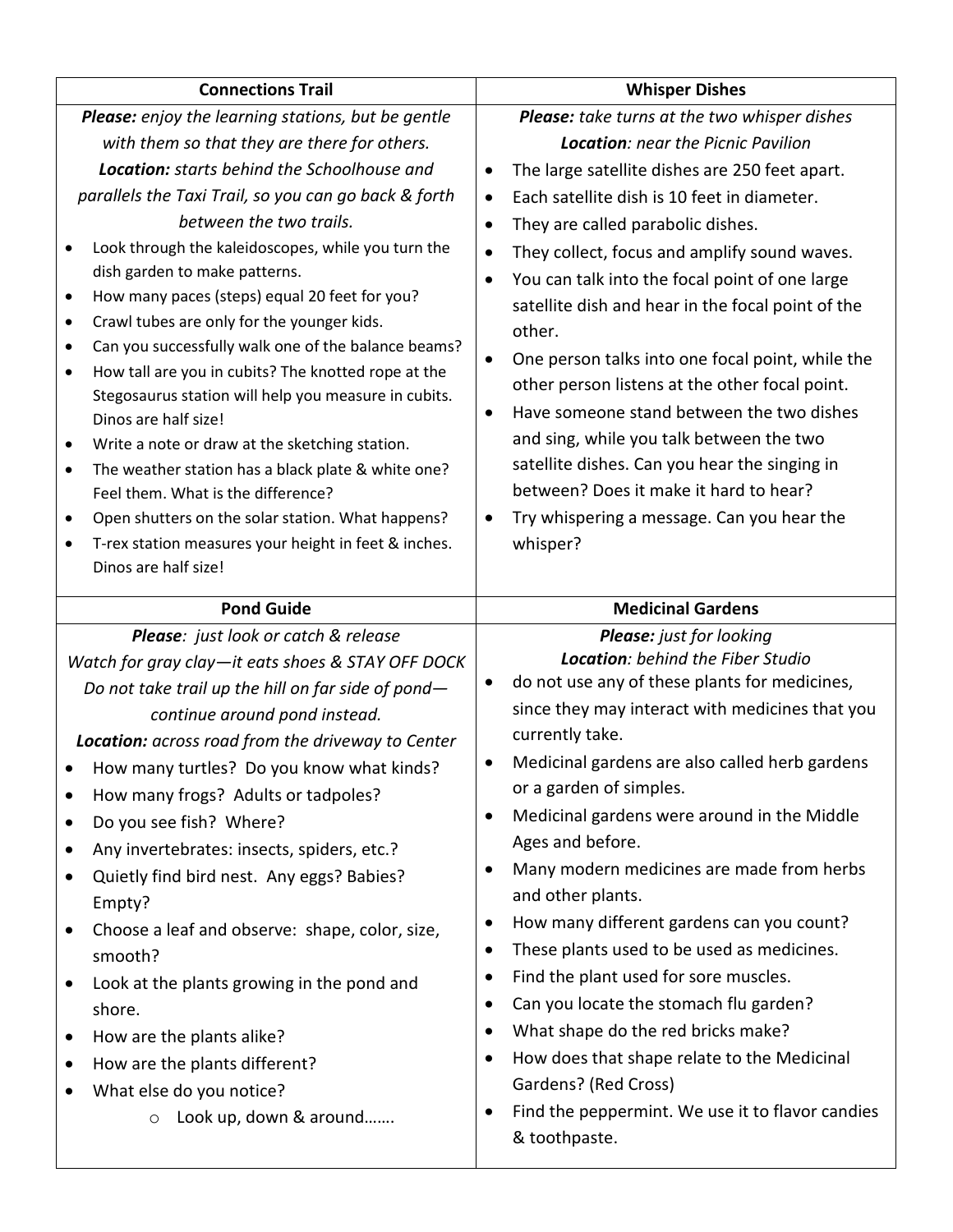## Connections Trail

***Please:*** *enjoy the learning stations, but be gentle with them so that they are there for others.*

***Location:*** *starts behind the Schoolhouse and parallels the Taxi Trail, so you can go back & forth between the two trails.*

- Look through the kaleidoscopes, while you turn the dish garden to make patterns.
- How many paces (steps) equal 20 feet for you?
- Crawl tubes are only for the younger kids.
- Can you successfully walk one of the balance beams?
- How tall are you in cubits? The knotted rope at the Stegosaurus station will help you measure in cubits. Dinos are half size!
- Write a note or draw at the sketching station.
- The weather station has a black plate & white one? Feel them. What is the difference?
- Open shutters on the solar station. What happens?
- T-rex station measures your height in feet & inches. Dinos are half size!

## Whisper Dishes

***Please:*** *take turns at the two whisper dishes*

***Location****: near the Picnic Pavilion*

- The large satellite dishes are 250 feet apart.
- Each satellite dish is 10 feet in diameter.
- They are called parabolic dishes.
- They collect, focus and amplify sound waves.
- You can talk into the focal point of one large satellite dish and hear in the focal point of the other.
- One person talks into one focal point, while the other person listens at the other focal point.
- Have someone stand between the two dishes and sing, while you talk between the two satellite dishes. Can you hear the singing in between? Does it make it hard to hear?
- Try whispering a message. Can you hear the whisper?

## Pond Guide

***Please****: just look or catch & release*

*Watch for gray clay—it eats shoes & STAY OFF DOCK*

*Do not take trail up the hill on far side of pond—continue around pond instead.*

***Location:*** *across road from the driveway to Center*

- How many turtles? Do you know what kinds?
- How many frogs? Adults or tadpoles?
- Do you see fish? Where?
- Any invertebrates: insects, spiders, etc.?
- Quietly find bird nest. Any eggs? Babies? Empty?
- Choose a leaf and observe: shape, color, size, smooth?
- Look at the plants growing in the pond and shore.
- How are the plants alike?
- How are the plants different?
- What else do you notice?
  - Look up, down & around…….

## Medicinal Gardens

***Please:*** *just for looking*

***Location****: behind the Fiber Studio*

- do not use any of these plants for medicines, since they may interact with medicines that you currently take.
- Medicinal gardens are also called herb gardens or a garden of simples.
- Medicinal gardens were around in the Middle Ages and before.
- Many modern medicines are made from herbs and other plants.
- How many different gardens can you count?
- These plants used to be used as medicines.
- Find the plant used for sore muscles.
- Can you locate the stomach flu garden?
- What shape do the red bricks make?
- How does that shape relate to the Medicinal Gardens? (Red Cross)
- Find the peppermint. We use it to flavor candies & toothpaste.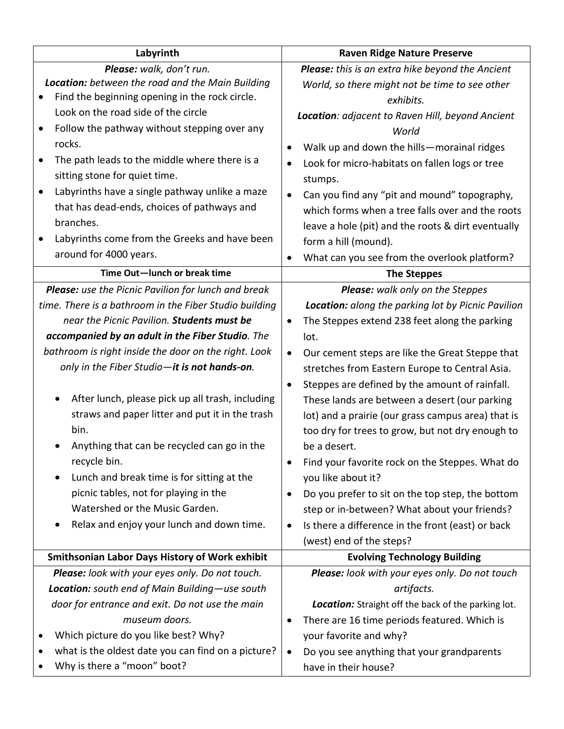### Labyrinth

***Please:*** *walk, don't run.*

***Location:*** *between the road and the Main Building*

- Find the beginning opening in the rock circle. Look on the road side of the circle
- Follow the pathway without stepping over any rocks.
- The path leads to the middle where there is a sitting stone for quiet time.
- Labyrinths have a single pathway unlike a maze that has dead-ends, choices of pathways and branches.
- Labyrinths come from the Greeks and have been around for 4000 years.

### Raven Ridge Nature Preserve

***Please:*** *this is an extra hike beyond the Ancient World, so there might not be time to see other exhibits.*

***Location****: adjacent to Raven Hill, beyond Ancient World*

- Walk up and down the hills—morainal ridges
- Look for micro-habitats on fallen logs or tree stumps.
- Can you find any "pit and mound" topography, which forms when a tree falls over and the roots leave a hole (pit) and the roots & dirt eventually form a hill (mound).
- What can you see from the overlook platform?

### Time Out—lunch or break time

***Please:*** *use the Picnic Pavilion for lunch and break time. There is a bathroom in the Fiber Studio building near the Picnic Pavilion.* ***Students must be accompanied by an adult in the Fiber Studio****. The bathroom is right inside the door on the right. Look only in the Fiber Studio—****it is not hands-on****.*

- After lunch, please pick up all trash, including straws and paper litter and put it in the trash bin.
- Anything that can be recycled can go in the recycle bin.
- Lunch and break time is for sitting at the picnic tables, not for playing in the Watershed or the Music Garden.
- Relax and enjoy your lunch and down time.

### The Steppes

***Please:*** *walk only on the Steppes*

***Location:*** *along the parking lot by Picnic Pavilion*

- The Steppes extend 238 feet along the parking lot.
- Our cement steps are like the Great Steppe that stretches from Eastern Europe to Central Asia.
- Steppes are defined by the amount of rainfall. These lands are between a desert (our parking lot) and a prairie (our grass campus area) that is too dry for trees to grow, but not dry enough to be a desert.
- Find your favorite rock on the Steppes. What do you like about it?
- Do you prefer to sit on the top step, the bottom step or in-between? What about your friends?
- Is there a difference in the front (east) or back (west) end of the steps?

### Smithsonian Labor Days History of Work exhibit

***Please:*** *look with your eyes only. Do not touch.*

***Location:*** *south end of Main Building—use south door for entrance and exit. Do not use the main museum doors.*

- Which picture do you like best? Why?
- what is the oldest date you can find on a picture?
- Why is there a "moon" boot?

### Evolving Technology Building

***Please:*** *look with your eyes only. Do not touch artifacts.*

***Location:*** Straight off the back of the parking lot.

- There are 16 time periods featured. Which is your favorite and why?
- Do you see anything that your grandparents have in their house?